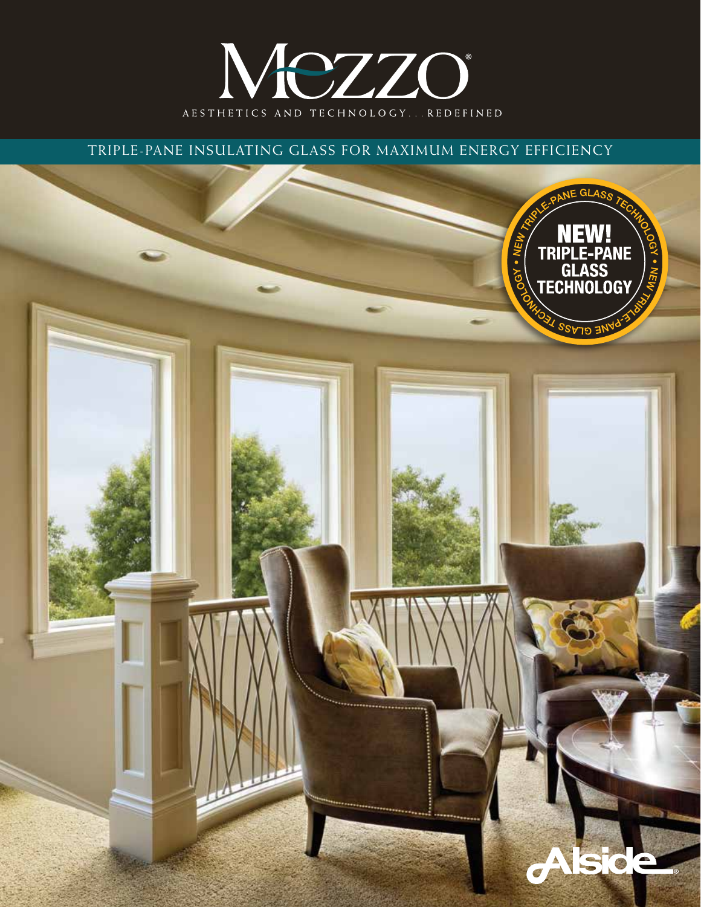# MEZZO®

AESTHETICS AND TECHNOLOGY...REDEFINED

## TRIPLE-PANE INSULATING GLASS FOR MAXIMUM ENERGY EFFICIENCY

**NEW! TRIPLE-PANE GLASS TECHNOLOGY**

NEW TRIPLE-PANE GLASS TECHNOLOGY • NEW TRIPLE-PANE GLASS TECHNOLOGY •

Alside®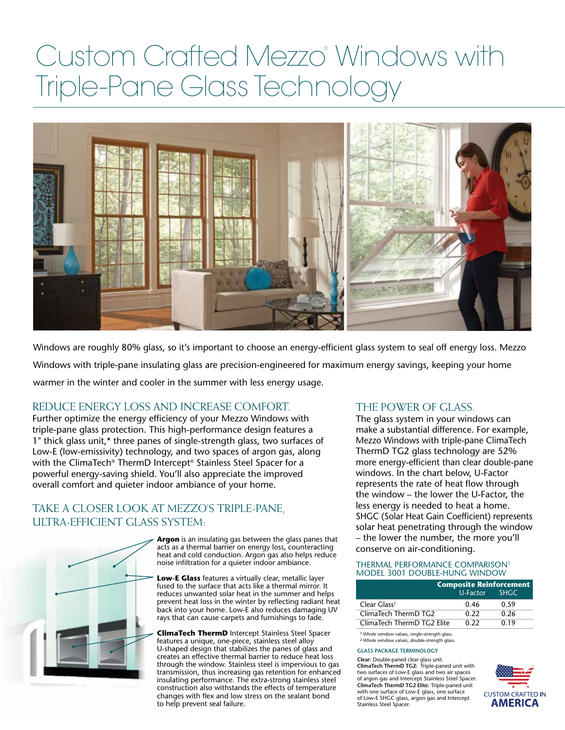# Custom Crafted Mezzo® Windows with Triple-Pane Glass Technology

Windows are roughly 80% glass, so it's important to choose an energy-efficient glass system to seal off energy loss. Mezzo Windows with triple-pane insulating glass are precision-engineered for maximum energy savings, keeping your home warmer in the winter and cooler in the summer with less energy usage.

## REDUCE ENERGY LOSS AND INCREASE COMFORT.

Further optimize the energy efficiency of your Mezzo Windows with triple-pane glass protection. This high-performance design features a 1" thick glass unit,* three panes of single-strength glass, two surfaces of Low-E (low-emissivity) technology, and two spaces of argon gas, along with the ClimaTech® ThermD Intercept® Stainless Steel Spacer for a powerful energy-saving shield. You'll also appreciate the improved overall comfort and quieter indoor ambiance of your home.

## TAKE A CLOSER LOOK AT MEZZO'S TRIPLE-PANE, ULTRA-EFFICIENT GLASS SYSTEM:

**Argon** is an insulating gas between the glass panes that acts as a thermal barrier on energy loss, counteracting heat and cold conduction. Argon gas also helps reduce noise infiltration for a quieter indoor ambiance.

**Low-E Glass** features a virtually clear, metallic layer fused to the surface that acts like a thermal mirror. It reduces unwanted solar heat in the summer and helps prevent heat loss in the winter by reflecting radiant heat back into your home. Low-E also reduces damaging UV rays that can cause carpets and furnishings to fade.

**ClimaTech ThermD** Intercept Stainless Steel Spacer features a unique, one-piece, stainless steel alloy U-shaped design that stabilizes the panes of glass and creates an effective thermal barrier to reduce heat loss through the window. Stainless steel is impervious to gas transmission, thus increasing gas retention for enhanced insulating performance. The extra-strong stainless steel construction also withstands the effects of temperature changes with flex and low stress on the sealant bond to help prevent seal failure.

## THE POWER OF GLASS.

The glass system in your windows can make a substantial difference. For example, Mezzo Windows with triple-pane ClimaTech ThermD TG2 glass technology are 52% more energy-efficient than clear double-pane windows. In the chart below, U-Factor represents the rate of heat flow through the window – the lower the U-Factor, the less energy is needed to heat a home. SHGC (Solar Heat Gain Coefficient) represents solar heat penetrating through the window – the lower the number, the more you'll conserve on air-conditioning.

### THERMAL PERFORMANCE COMPARISON[1] MODEL 3001 DOUBLE-HUNG WINDOW

| | Composite Reinforcement | |
|---|---|---|
| | U-Factor | SHGC |
| Clear Glass[2] | 0.46 | 0.59 |
| ClimaTech ThermD TG2 | 0.22 | 0.26 |
| ClimaTech ThermD TG2 Elite | 0.22 | 0.19 |

[1] Whole window values, single-strength glass.
[2] Whole window values, double-strength glass.

**GLASS PACKAGE TERMINOLOGY**

**Clear:** Double-paned clear glass unit.
**ClimaTech ThermD TG2:** Triple-paned unit with two surfaces of Low-E glass and two air spaces of argon gas and Intercept Stainless Steel Spacer.
**ClimaTech ThermD TG2 Elite:** Triple-paned unit with one surface of Low-E glass, one surface of Low-E SHGC glass, argon gas and Intercept Stainless Steel Spacer.

CUSTOM CRAFTED IN AMERICA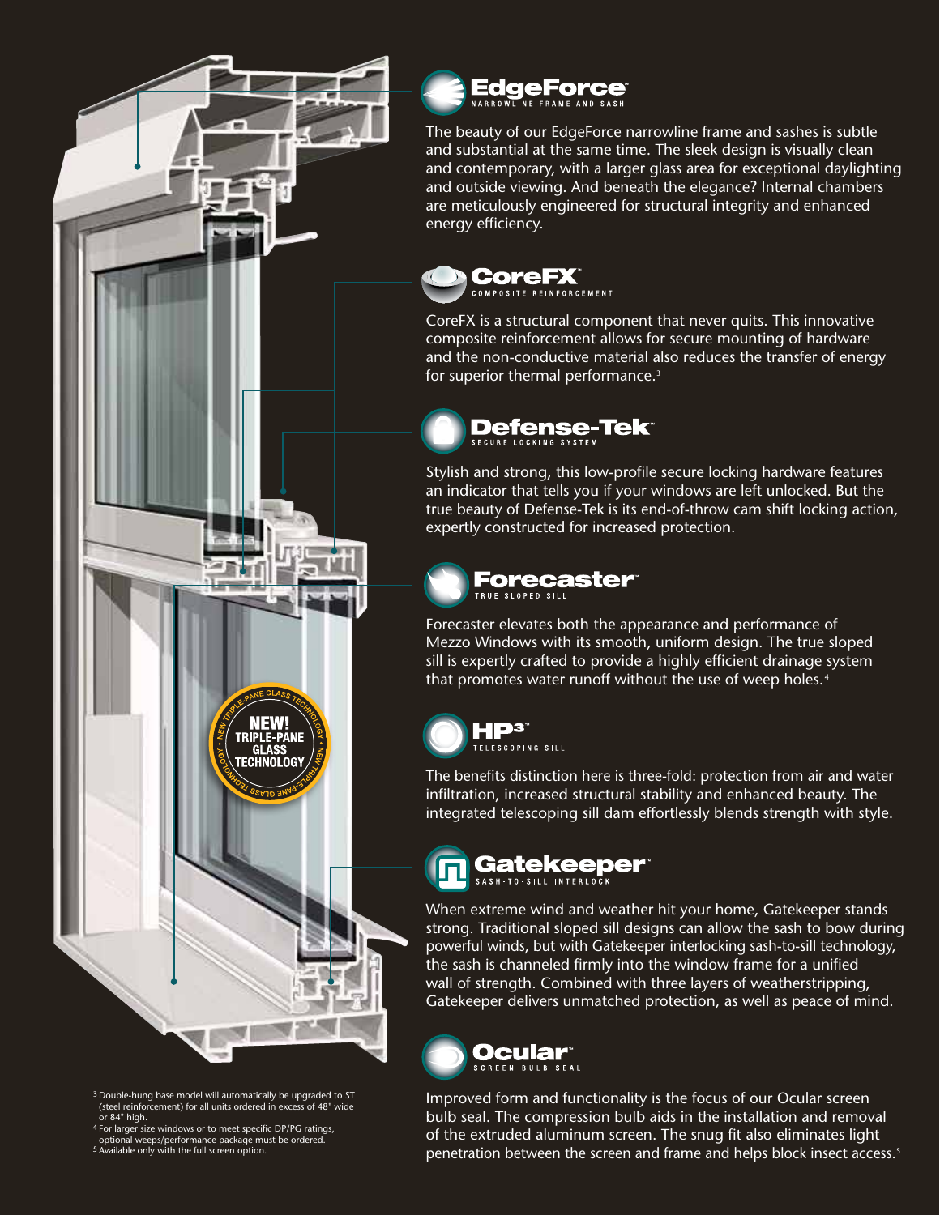## EdgeForce™

NARROWLINE FRAME AND SASH

The beauty of our EdgeForce narrowline frame and sashes is subtle and substantial at the same time. The sleek design is visually clean and contemporary, with a larger glass area for exceptional daylighting and outside viewing. And beneath the elegance? Internal chambers are meticulously engineered for structural integrity and enhanced energy efficiency.

## CoreFX™

COMPOSITE REINFORCEMENT

CoreFX is a structural component that never quits. This innovative composite reinforcement allows for secure mounting of hardware and the non-conductive material also reduces the transfer of energy for superior thermal performance.[3]

## Defense-Tek™

SECURE LOCKING SYSTEM

Stylish and strong, this low-profile secure locking hardware features an indicator that tells you if your windows are left unlocked. But the true beauty of Defense-Tek is its end-of-throw cam shift locking action, expertly constructed for increased protection.

## Forecaster™

TRUE SLOPED SILL

Forecaster elevates both the appearance and performance of Mezzo Windows with its smooth, uniform design. The true sloped sill is expertly crafted to provide a highly efficient drainage system that promotes water runoff without the use of weep holes.[4]

## HP³™

TELESCOPING SILL

The benefits distinction here is three-fold: protection from air and water infiltration, increased structural stability and enhanced beauty. The integrated telescoping sill dam effortlessly blends strength with style.

## Gatekeeper™

SASH-TO-SILL INTERLOCK

When extreme wind and weather hit your home, Gatekeeper stands strong. Traditional sloped sill designs can allow the sash to bow during powerful winds, but with Gatekeeper interlocking sash-to-sill technology, the sash is channeled firmly into the window frame for a unified wall of strength. Combined with three layers of weatherstripping, Gatekeeper delivers unmatched protection, as well as peace of mind.

## Ocular™

SCREEN BULB SEAL

Improved form and functionality is the focus of our Ocular screen bulb seal. The compression bulb aids in the installation and removal of the extruded aluminum screen. The snug fit also eliminates light penetration between the screen and frame and helps block insect access.[5]

NEW! TRIPLE-PANE GLASS TECHNOLOGY

[3] Double-hung base model will automatically be upgraded to ST (steel reinforcement) for all units ordered in excess of 48" wide or 84" high.

[4] For larger size windows or to meet specific DP/PG ratings, optional weeps/performance package must be ordered.

[5] Available only with the full screen option.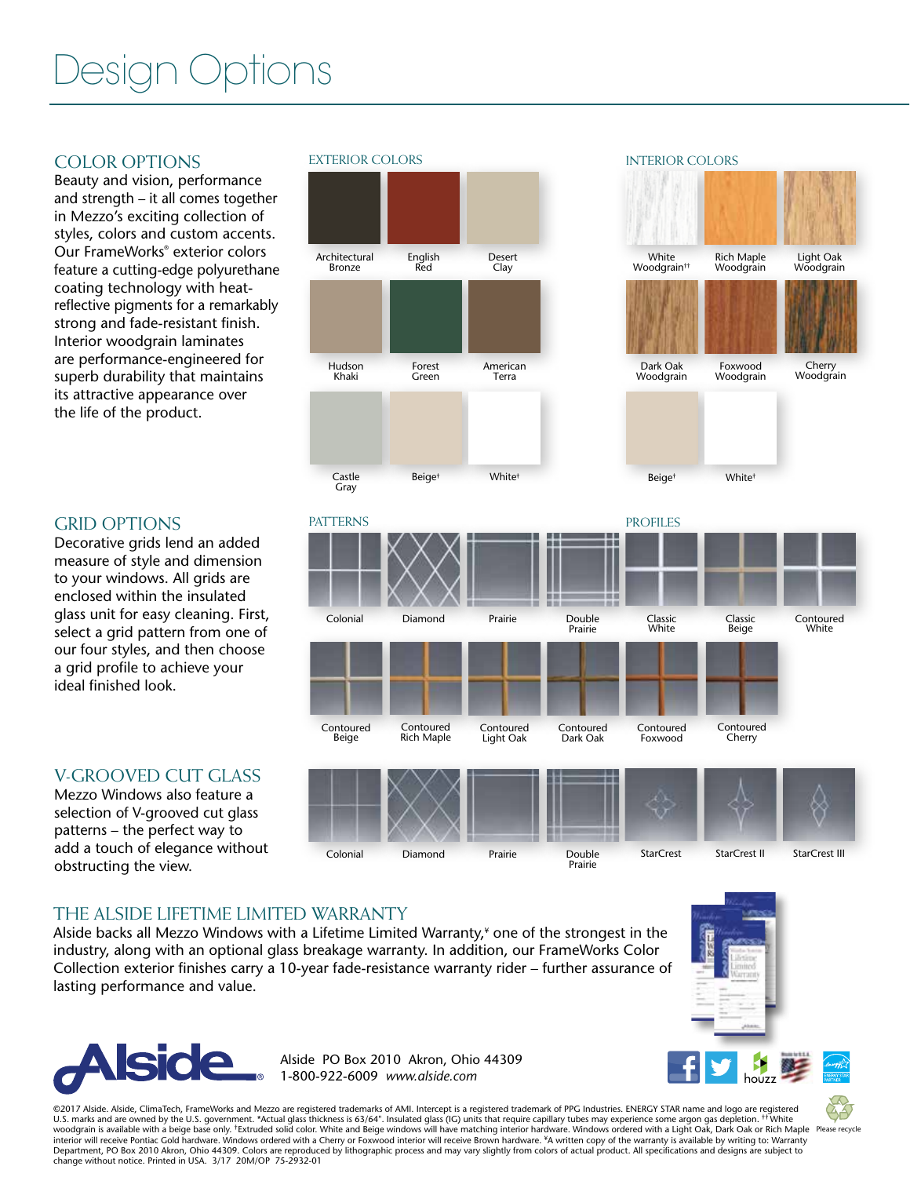# Design Options

## COLOR OPTIONS

Beauty and vision, performance and strength – it all comes together in Mezzo's exciting collection of styles, colors and custom accents. Our FrameWorks® exterior colors feature a cutting-edge polyurethane coating technology with heat-reflective pigments for a remarkably strong and fade-resistant finish. Interior woodgrain laminates are performance-engineered for superb durability that maintains its attractive appearance over the life of the product.

### EXTERIOR COLORS

Architectural Bronze
English Red
Desert Clay
Hudson Khaki
Forest Green
American Terra
Castle Gray
Beige†
White†

### INTERIOR COLORS

White Woodgrain††
Rich Maple Woodgrain
Light Oak Woodgrain
Dark Oak Woodgrain
Foxwood Woodgrain
Cherry Woodgrain
Beige†
White†

## GRID OPTIONS

Decorative grids lend an added measure of style and dimension to your windows. All grids are enclosed within the insulated glass unit for easy cleaning. First, select a grid pattern from one of our four styles, and then choose a grid profile to achieve your ideal finished look.

### PATTERNS

Colonial
Diamond
Prairie
Double Prairie

### PROFILES

Classic White
Classic Beige
Contoured White
Contoured Beige
Contoured Rich Maple
Contoured Light Oak
Contoured Dark Oak
Contoured Foxwood
Contoured Cherry

## V-GROOVED CUT GLASS

Mezzo Windows also feature a selection of V-grooved cut glass patterns – the perfect way to add a touch of elegance without obstructing the view.

Colonial
Diamond
Prairie
Double Prairie
StarCrest
StarCrest II
StarCrest III

## THE ALSIDE LIFETIME LIMITED WARRANTY

Alside backs all Mezzo Windows with a Lifetime Limited Warranty,¥ one of the strongest in the industry, along with an optional glass breakage warranty. In addition, our FrameWorks Color Collection exterior finishes carry a 10-year fade-resistance warranty rider – further assurance of lasting performance and value.

Alside PO Box 2010 Akron, Ohio 44309
1-800-922-6009 *www.alside.com*

©2017 Alside. Alside, ClimaTech, FrameWorks and Mezzo are registered trademarks of AMI. Intercept is a registered trademark of PPG Industries. ENERGY STAR name and logo are registered U.S. marks and are owned by the U.S. government. *Actual glass thickness is 63/64". Insulated glass (IG) units that require capillary tubes may experience some argon gas depletion. ††White woodgrain is available with a beige base only. †Extruded solid color. White and Beige windows will have matching interior hardware. Windows ordered with a Light Oak, Dark Oak or Rich Maple interior will receive Pontiac Gold hardware. Windows ordered with a Cherry or Foxwood interior will receive Brown hardware. ¥A written copy of the warranty is available by writing to: Warranty Department, PO Box 2010 Akron, Ohio 44309. Colors are reproduced by lithographic process and may vary slightly from colors of actual product. All specifications and designs are subject to change without notice. Printed in USA. 3/17 20M/OP 75-2932-01

Please recycle